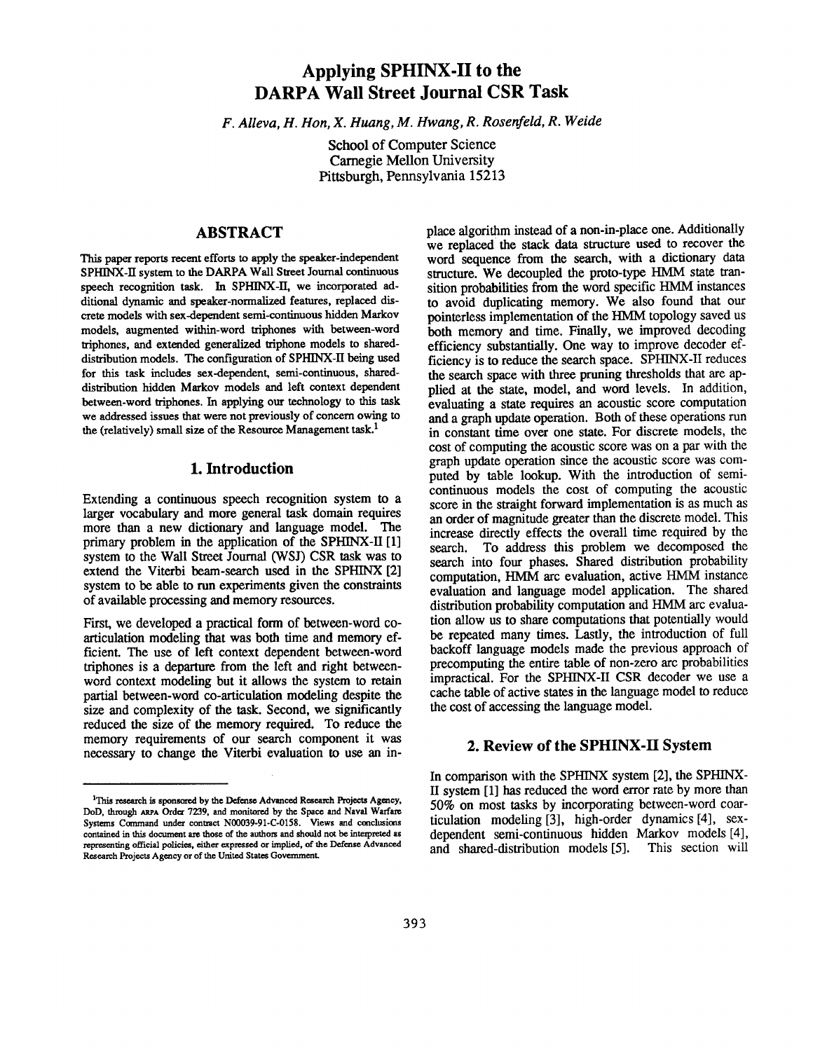# Applying SPHINX-II to the DARPA Wall Street Journal CSR Task

*F. Alleva, H. Hon, X. Huang, M. Hwang, R. Rosenfeld, R. Weide*

School of Computer Science
Carnegie Mellon University
Pittsburgh, Pennsylvania 15213

## ABSTRACT

This paper reports recent efforts to apply the speaker-independent SPHINX-II system to the DARPA Wall Street Journal continuous speech recognition task. In SPHINX-II, we incorporated additional dynamic and speaker-normalized features, replaced discrete models with sex-dependent semi-continuous hidden Markov models, augmented within-word triphones with between-word triphones, and extended generalized triphone models to shared-distribution models. The configuration of SPHINX-II being used for this task includes sex-dependent, semi-continuous, shared-distribution hidden Markov models and left context dependent between-word triphones. In applying our technology to this task we addressed issues that were not previously of concern owing to the (relatively) small size of the Resource Management task.[1]

## 1. Introduction

Extending a continuous speech recognition system to a larger vocabulary and more general task domain requires more than a new dictionary and language model. The primary problem in the application of the SPHINX-II [1] system to the Wall Street Journal (WSJ) CSR task was to extend the Viterbi beam-search used in the SPHINX [2] system to be able to run experiments given the constraints of available processing and memory resources.

First, we developed a practical form of between-word co-articulation modeling that was both time and memory efficient. The use of left context dependent between-word triphones is a departure from the left and right between-word context modeling but it allows the system to retain partial between-word co-articulation modeling despite the size and complexity of the task. Second, we significantly reduced the size of the memory required. To reduce the memory requirements of our search component it was necessary to change the Viterbi evaluation to use an in-place algorithm instead of a non-in-place one. Additionally we replaced the stack data structure used to recover the word sequence from the search, with a dictionary data structure. We decoupled the proto-type HMM state transition probabilities from the word specific HMM instances to avoid duplicating memory. We also found that our pointerless implementation of the HMM topology saved us both memory and time. Finally, we improved decoding efficiency substantially. One way to improve decoder efficiency is to reduce the search space. SPHINX-II reduces the search space with three pruning thresholds that are applied at the state, model, and word levels. In addition, evaluating a state requires an acoustic score computation and a graph update operation. Both of these operations run in constant time over one state. For discrete models, the cost of computing the acoustic score was on a par with the graph update operation since the acoustic score was computed by table lookup. With the introduction of semi-continuous models the cost of computing the acoustic score in the straight forward implementation is as much as an order of magnitude greater than the discrete model. This increase directly effects the overall time required by the search. To address this problem we decomposed the search into four phases. Shared distribution probability computation, HMM arc evaluation, active HMM instance evaluation and language model application. The shared distribution probability computation and HMM arc evaluation allow us to share computations that potentially would be repeated many times. Lastly, the introduction of full backoff language models made the previous approach of precomputing the entire table of non-zero arc probabilities impractical. For the SPHINX-II CSR decoder we use a cache table of active states in the language model to reduce the cost of accessing the language model.

## 2. Review of the SPHINX-II System

In comparison with the SPHINX system [2], the SPHINX-II system [1] has reduced the word error rate by more than 50% on most tasks by incorporating between-word coarticulation modeling [3], high-order dynamics [4], sex-dependent semi-continuous hidden Markov models [4], and shared-distribution models [5]. This section will

---

[1] This research is sponsored by the Defense Advanced Research Projects Agency, DoD, through ARPA Order 7239, and monitored by the Space and Naval Warfare Systems Command under contract N00039-91-C-0158. Views and conclusions contained in this document are those of the authors and should not be interpreted as representing official policies, either expressed or implied, of the Defense Advanced Research Projects Agency or of the United States Government.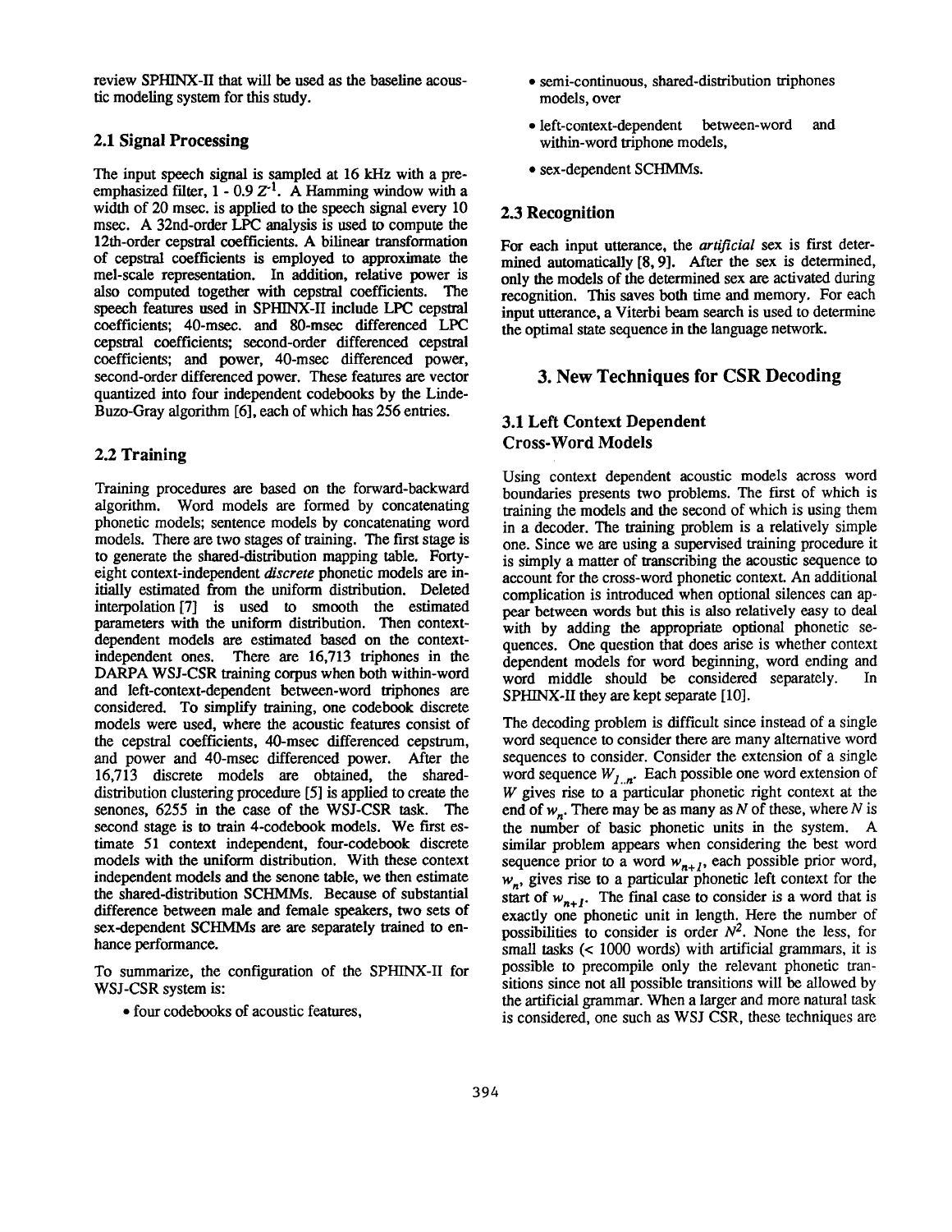review SPHINX-II that will be used as the baseline acoustic modeling system for this study.

## 2.1 Signal Processing

The input speech signal is sampled at 16 kHz with a pre-emphasized filter, $1 - 0.9 Z^{-1}$. A Hamming window with a width of 20 msec. is applied to the speech signal every 10 msec. A 32nd-order LPC analysis is used to compute the 12th-order cepstral coefficients. A bilinear transformation of cepstral coefficients is employed to approximate the mel-scale representation. In addition, relative power is also computed together with cepstral coefficients. The speech features used in SPHINX-II include LPC cepstral coefficients; 40-msec. and 80-msec differenced LPC cepstral coefficients; second-order differenced cepstral coefficients; and power, 40-msec differenced power, second-order differenced power. These features are vector quantized into four independent codebooks by the Linde-Buzo-Gray algorithm [6], each of which has 256 entries.

## 2.2 Training

Training procedures are based on the forward-backward algorithm. Word models are formed by concatenating phonetic models; sentence models by concatenating word models. There are two stages of training. The first stage is to generate the shared-distribution mapping table. Forty-eight context-independent *discrete* phonetic models are initially estimated from the uniform distribution. Deleted interpolation [7] is used to smooth the estimated parameters with the uniform distribution. Then context-dependent models are estimated based on the context-independent ones. There are 16,713 triphones in the DARPA WSJ-CSR training corpus when both within-word and left-context-dependent between-word triphones are considered. To simplify training, one codebook discrete models were used, where the acoustic features consist of the cepstral coefficients, 40-msec differenced cepstrum, and power and 40-msec differenced power. After the 16,713 discrete models are obtained, the shared-distribution clustering procedure [5] is applied to create the senones, 6255 in the case of the WSJ-CSR task. The second stage is to train 4-codebook models. We first estimate 51 context independent, four-codebook discrete models with the uniform distribution. With these context independent models and the senone table, we then estimate the shared-distribution SCHMMs. Because of substantial difference between male and female speakers, two sets of sex-dependent SCHMMs are are separately trained to enhance performance.

To summarize, the configuration of the SPHINX-II for WSJ-CSR system is:

- four codebooks of acoustic features,
- semi-continuous, shared-distribution triphones models, over
- left-context-dependent between-word and within-word triphone models,
- sex-dependent SCHMMs.

## 2.3 Recognition

For each input utterance, the *artificial* sex is first determined automatically [8, 9]. After the sex is determined, only the models of the determined sex are activated during recognition. This saves both time and memory. For each input utterance, a Viterbi beam search is used to determine the optimal state sequence in the language network.

# 3. New Techniques for CSR Decoding

## 3.1 Left Context Dependent Cross-Word Models

Using context dependent acoustic models across word boundaries presents two problems. The first of which is training the models and the second of which is using them in a decoder. The training problem is a relatively simple one. Since we are using a supervised training procedure it is simply a matter of transcribing the acoustic sequence to account for the cross-word phonetic context. An additional complication is introduced when optional silences can appear between words but this is also relatively easy to deal with by adding the appropriate optional phonetic sequences. One question that does arise is whether context dependent models for word beginning, word ending and word middle should be considered separately. In SPHINX-II they are kept separate [10].

The decoding problem is difficult since instead of a single word sequence to consider there are many alternative word sequences to consider. Consider the extension of a single word sequence $W_{1..n}$. Each possible one word extension of $W$ gives rise to a particular phonetic right context at the end of $w_n$. There may be as many as $N$ of these, where $N$ is the number of basic phonetic units in the system. A similar problem appears when considering the best word sequence prior to a word $w_{n+1}$, each possible prior word, $w_n$, gives rise to a particular phonetic left context for the start of $w_{n+1}$. The final case to consider is a word that is exactly one phonetic unit in length. Here the number of possibilities to consider is order $N^2$. None the less, for small tasks (< 1000 words) with artificial grammars, it is possible to precompile only the relevant phonetic transitions since not all possible transitions will be allowed by the artificial grammar. When a larger and more natural task is considered, one such as WSJ CSR, these techniques are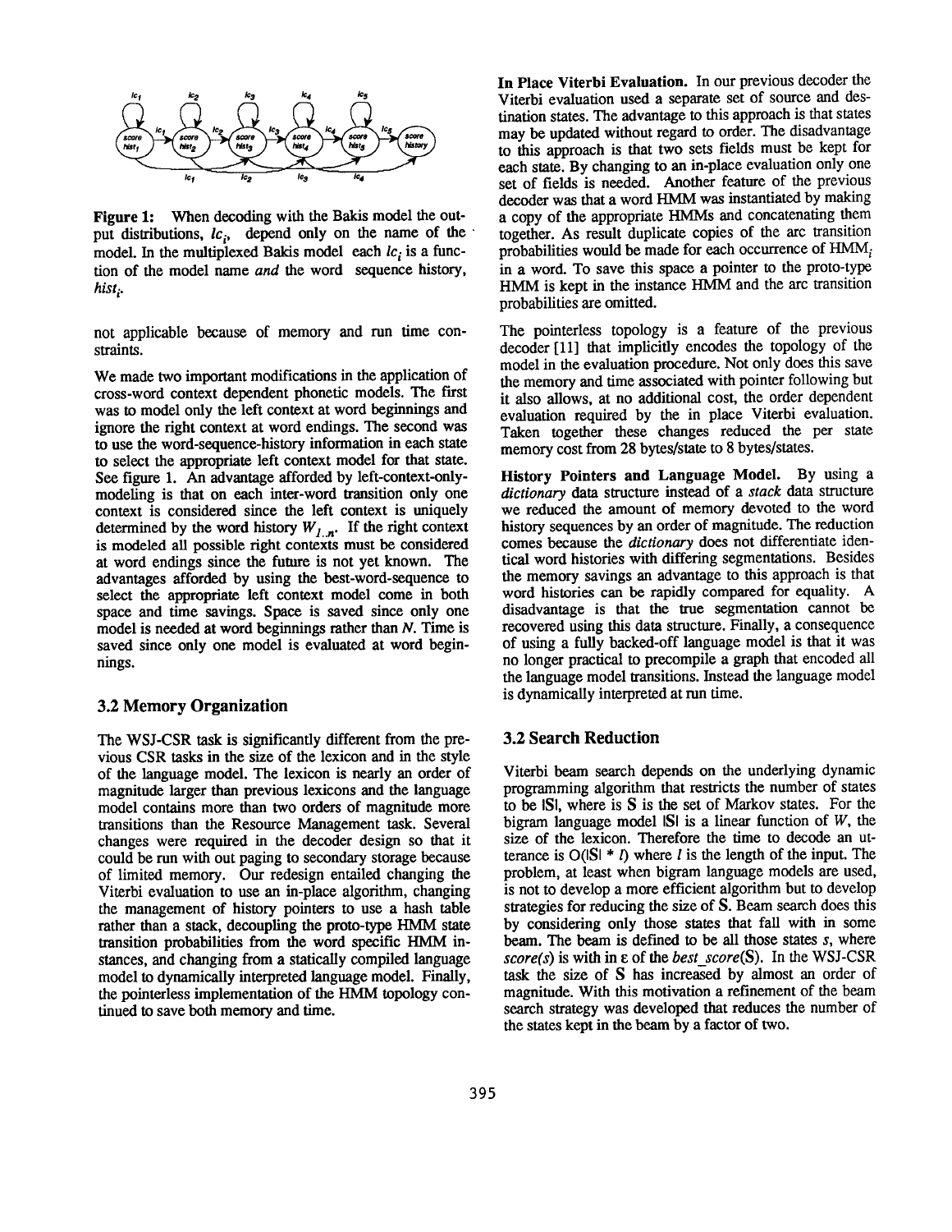**Figure 1:** When decoding with the Bakis model the output distributions, $lc_i$, depend only on the name of the model. In the multiplexed Bakis model each $lc_i$ is a function of the model name *and* the word sequence history, $hist_i$.

not applicable because of memory and run time constraints.

We made two important modifications in the application of cross-word context dependent phonetic models. The first was to model only the left context at word beginnings and ignore the right context at word endings. The second was to use the word-sequence-history information in each state to select the appropriate left context model for that state. See figure 1. An advantage afforded by left-context-only-modeling is that on each inter-word transition only one context is considered since the left context is uniquely determined by the word history $W_{1..n}$. If the right context is modeled all possible right contexts must be considered at word endings since the future is not yet known. The advantages afforded by using the best-word-sequence to select the appropriate left context model come in both space and time savings. Space is saved since only one model is needed at word beginnings rather than $N$. Time is saved since only one model is evaluated at word beginnings.

### 3.2 Memory Organization

The WSJ-CSR task is significantly different from the previous CSR tasks in the size of the lexicon and in the style of the language model. The lexicon is nearly an order of magnitude larger than previous lexicons and the language model contains more than two orders of magnitude more transitions than the Resource Management task. Several changes were required in the decoder design so that it could be run with out paging to secondary storage because of limited memory. Our redesign entailed changing the Viterbi evaluation to use an in-place algorithm, changing the management of history pointers to use a hash table rather than a stack, decoupling the proto-type HMM state transition probabilities from the word specific HMM instances, and changing from a statically compiled language model to dynamically interpreted language model. Finally, the pointerless implementation of the HMM topology continued to save both memory and time.

**In Place Viterbi Evaluation.** In our previous decoder the Viterbi evaluation used a separate set of source and destination states. The advantage to this approach is that states may be updated without regard to order. The disadvantage to this approach is that two sets fields must be kept for each state. By changing to an in-place evaluation only one set of fields is needed. Another feature of the previous decoder was that a word HMM was instantiated by making a copy of the appropriate HMMs and concatenating them together. As result duplicate copies of the arc transition probabilities would be made for each occurrence of $HMM_i$ in a word. To save this space a pointer to the proto-type HMM is kept in the instance HMM and the arc transition probabilities are omitted.

The pointerless topology is a feature of the previous decoder [11] that implicitly encodes the topology of the model in the evaluation procedure. Not only does this save the memory and time associated with pointer following but it also allows, at no additional cost, the order dependent evaluation required by the in place Viterbi evaluation. Taken together these changes reduced the per state memory cost from 28 bytes/state to 8 bytes/states.

**History Pointers and Language Model.** By using a *dictionary* data structure instead of a *stack* data structure we reduced the amount of memory devoted to the word history sequences by an order of magnitude. The reduction comes because the *dictionary* does not differentiate identical word histories with differing segmentations. Besides the memory savings an advantage to this approach is that word histories can be rapidly compared for equality. A disadvantage is that the true segmentation cannot be recovered using this data structure. Finally, a consequence of using a fully backed-off language model is that it was no longer practical to precompile a graph that encoded all the language model transitions. Instead the language model is dynamically interpreted at run time.

### 3.2 Search Reduction

Viterbi beam search depends on the underlying dynamic programming algorithm that restricts the number of states to be $|S|$, where is $S$ is the set of Markov states. For the bigram language model $|S|$ is a linear function of $W$, the size of the lexicon. Therefore the time to decode an utterance is $O(|S| * l)$ where $l$ is the length of the input. The problem, at least when bigram language models are used, is not to develop a more efficient algorithm but to develop strategies for reducing the size of $S$. Beam search does this by considering only those states that fall with in some beam. The beam is defined to be all those states $s$, where $score(s)$ is with in $\varepsilon$ of the $best\_score(S)$. In the WSJ-CSR task the size of $S$ has increased by almost an order of magnitude. With this motivation a refinement of the beam search strategy was developed that reduces the number of the states kept in the beam by a factor of two.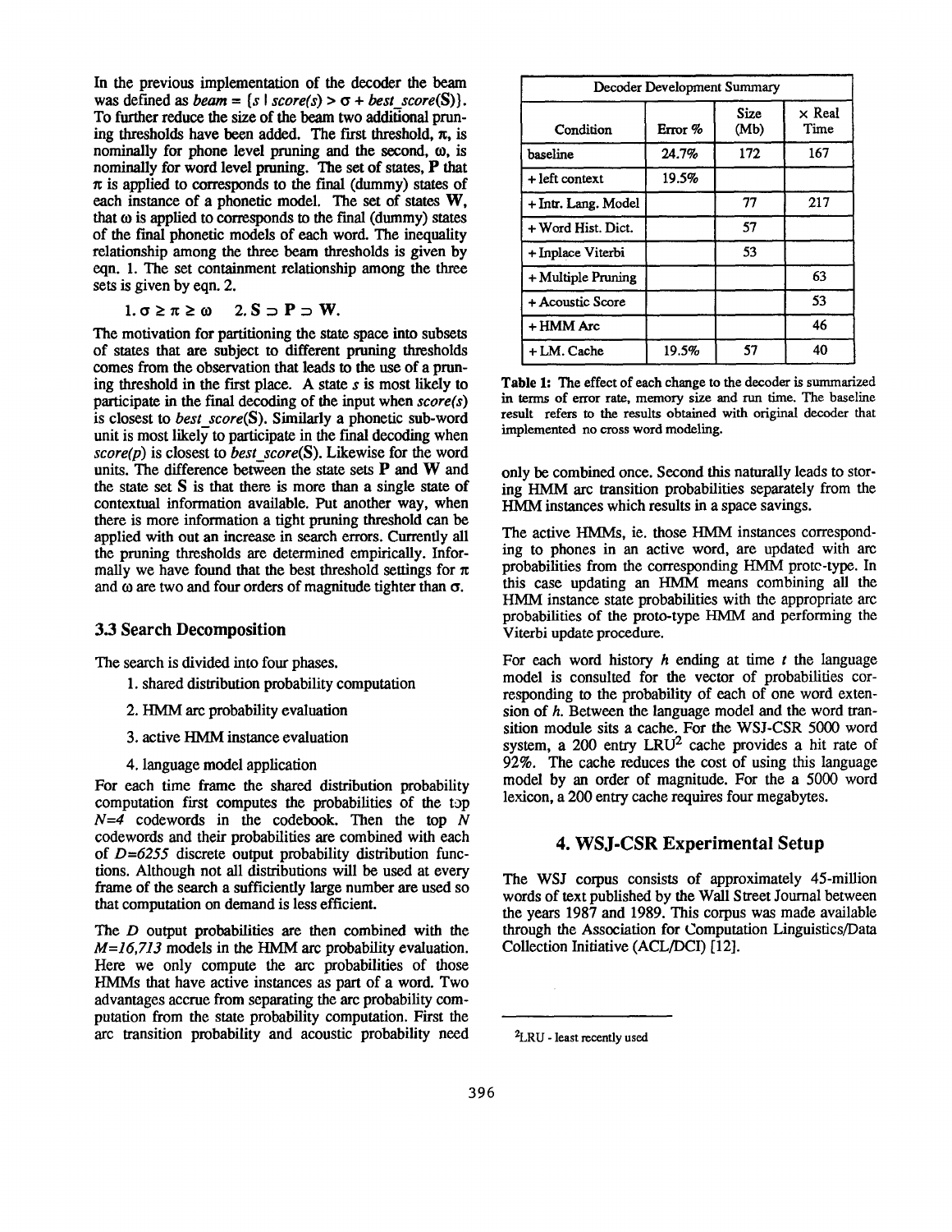In the previous implementation of the decoder the beam was defined as $beam = \{s \mid score(s) > \sigma + best\_score(\mathbf{S})\}$. To further reduce the size of the beam two additional pruning thresholds have been added. The first threshold, $\pi$, is nominally for phone level pruning and the second, $\omega$, is nominally for word level pruning. The set of states, $\mathbf{P}$ that $\pi$ is applied to corresponds to the final (dummy) states of each instance of a phonetic model. The set of states $\mathbf{W}$, that $\omega$ is applied to corresponds to the final (dummy) states of the final phonetic models of each word. The inequality relationship among the three beam thresholds is given by eqn. 1. The set containment relationship among the three sets is given by eqn. 2.

$$1.\ \sigma \geq \pi \geq \omega \qquad 2.\ \mathbf{S} \supset \mathbf{P} \supset \mathbf{W}.$$

The motivation for partitioning the state space into subsets of states that are subject to different pruning thresholds comes from the observation that leads to the use of a pruning threshold in the first place. A state $s$ is most likely to participate in the final decoding of the input when $score(s)$ is closest to $best\_score(\mathbf{S})$. Similarly a phonetic sub-word unit is most likely to participate in the final decoding when $score(p)$ is closest to $best\_score(\mathbf{S})$. Likewise for the word units. The difference between the state sets $\mathbf{P}$ and $\mathbf{W}$ and the state set $\mathbf{S}$ is that there is more than a single state of contextual information available. Put another way, when there is more information a tight pruning threshold can be applied with out an increase in search errors. Currently all the pruning thresholds are determined empirically. Informally we have found that the best threshold settings for $\pi$ and $\omega$ are two and four orders of magnitude tighter than $\sigma$.

### 3.3 Search Decomposition

The search is divided into four phases.

1. shared distribution probability computation
2. HMM arc probability evaluation
3. active HMM instance evaluation
4. language model application

For each time frame the shared distribution probability computation first computes the probabilities of the top $N=4$ codewords in the codebook. Then the top $N$ codewords and their probabilities are combined with each of $D=6255$ discrete output probability distribution functions. Although not all distributions will be used at every frame of the search a sufficiently large number are used so that computation on demand is less efficient.

The $D$ output probabilities are then combined with the $M=16,713$ models in the HMM arc probability evaluation. Here we only compute the arc probabilities of those HMMs that have active instances as part of a word. Two advantages accrue from separating the arc probability computation from the state probability computation. First the arc transition probability and acoustic probability need only be combined once. Second this naturally leads to storing HMM arc transition probabilities separately from the HMM instances which results in a space savings.

| Decoder Development Summary | | | |
|---|---|---|---|
| Condition | Error % | Size (Mb) | × Real Time |
| baseline | 24.7% | 172 | 167 |
| + left context | 19.5% | | |
| + Intr. Lang. Model | | 77 | 217 |
| + Word Hist. Dict. | | 57 | |
| + Inplace Viterbi | | 53 | |
| + Multiple Pruning | | | 63 |
| + Acoustic Score | | | 53 |
| + HMM Arc | | | 46 |
| + LM. Cache | 19.5% | 57 | 40 |

**Table 1:** The effect of each change to the decoder is summarized in terms of error rate, memory size and run time. The baseline result refers to the results obtained with original decoder that implemented no cross word modeling.

The active HMMs, ie. those HMM instances corresponding to phones in an active word, are updated with arc probabilities from the corresponding HMM proto-type. In this case updating an HMM means combining all the HMM instance state probabilities with the appropriate arc probabilities of the proto-type HMM and performing the Viterbi update procedure.

For each word history $h$ ending at time $t$ the language model is consulted for the vector of probabilities corresponding to the probability of each of one word extension of $h$. Between the language model and the word transition module sits a cache. For the WSJ-CSR 5000 word system, a 200 entry LRU[2] cache provides a hit rate of 92%. The cache reduces the cost of using this language model by an order of magnitude. For the a 5000 word lexicon, a 200 entry cache requires four megabytes.

## 4. WSJ-CSR Experimental Setup

The WSJ corpus consists of approximately 45-million words of text published by the Wall Street Journal between the years 1987 and 1989. This corpus was made available through the Association for Computation Linguistics/Data Collection Initiative (ACL/DCI) [12].

[2] LRU - least recently used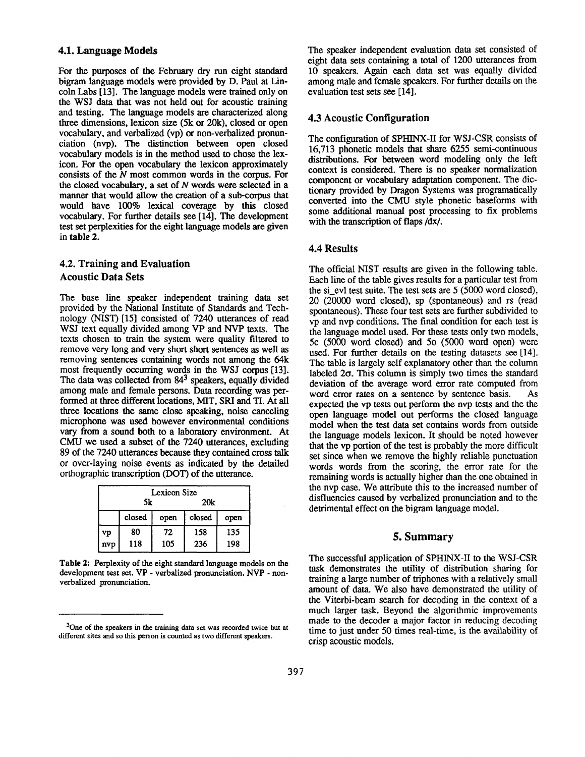### 4.1. Language Models

For the purposes of the February dry run eight standard bigram language models were provided by D. Paul at Lincoln Labs [13]. The language models were trained only on the WSJ data that was not held out for acoustic training and testing. The language models are characterized along three dimensions, lexicon size (5k or 20k), closed or open vocabulary, and verbalized (vp) or non-verbalized pronunciation (nvp). The distinction between open closed vocabulary models is in the method used to chose the lexicon. For the open vocabulary the lexicon approximately consists of the *N* most common words in the corpus. For the closed vocabulary, a set of *N* words were selected in a manner that would allow the creation of a sub-corpus that would have 100% lexical coverage by this closed vocabulary. For further details see [14]. The development test set perplexities for the eight language models are given in **table 2.**

### 4.2. Training and Evaluation Acoustic Data Sets

The base line speaker independent training data set provided by the National Institute of Standards and Technology (NIST) [15] consisted of 7240 utterances of read WSJ text equally divided among VP and NVP texts. The texts chosen to train the system were quality filtered to remove very long and very short short sentences as well as removing sentences containing words not among the 64k most frequently occurring words in the WSJ corpus [13]. The data was collected from 84[3] speakers, equally divided among male and female persons. Data recording was performed at three different locations, MIT, SRI and TI. At all three locations the same close speaking, noise canceling microphone was used however environmental conditions vary from a sound both to a laboratory environment. At CMU we used a subset of the 7240 utterances, excluding 89 of the 7240 utterances because they contained cross talk or over-laying noise events as indicated by the detailed orthographic transcription (DOT) of the utterance.

| | Lexicon Size 5k | | Lexicon Size 20k | |
|---|---|---|---|---|
| | closed | open | closed | open |
| vp | 80 | 72 | 158 | 135 |
| nvp | 118 | 105 | 236 | 198 |

**Table 2:** Perplexity of the eight standard language models on the development test set. VP - verbalized pronunciation. NVP - non-verbalized pronunciation.

[3] One of the speakers in the training data set was recorded twice but at different sites and so this person is counted as two different speakers.

The speaker independent evaluation data set consisted of eight data sets containing a total of 1200 utterances from 10 speakers. Again each data set was equally divided among male and female speakers. For further details on the evaluation test sets see [14].

### 4.3 Acoustic Configuration

The configuration of SPHINX-II for WSJ-CSR consists of 16,713 phonetic models that share 6255 semi-continuous distributions. For between word modeling only the left context is considered. There is no speaker normalization component or vocabulary adaptation component. The dictionary provided by Dragon Systems was programatically converted into the CMU style phonetic baseforms with some additional manual post processing to fix problems with the transcription of flaps /dx/.

### 4.4 Results

The official NIST results are given in the following table. Each line of the table gives results for a particular test from the si_evl test suite. The test sets are 5 (5000 word closed), 20 (20000 word closed), sp (spontaneous) and rs (read spontaneous). These four test sets are further subdivided to vp and nvp conditions. The final condition for each test is the language model used. For these tests only two models, 5c (5000 word closed) and 5o (5000 word open) were used. For further details on the testing datasets see [14]. The table is largely self explanatory other than the column labeled $2\sigma$. This column is simply two times the standard deviation of the average word error rate computed from word error rates on a sentence by sentence basis. As expected the vp tests out perform the nvp tests and the the open language model out performs the closed language model when the test data set contains words from outside the language models lexicon. It should be noted however that the vp portion of the test is probably the more difficult set since when we remove the highly reliable punctuation words words from the scoring, the error rate for the remaining words is actually higher than the one obtained in the nvp case. We attribute this to the increased number of disfluencies caused by verbalized pronunciation and to the detrimental effect on the bigram language model.

## 5. Summary

The successful application of SPHINX-II to the WSJ-CSR task demonstrates the utility of distribution sharing for training a large number of triphones with a relatively small amount of data. We also have demonstrated the utility of the Viterbi-beam search for decoding in the context of a much larger task. Beyond the algorithmic improvements made to the decoder a major factor in reducing decoding time to just under 50 times real-time, is the availability of crisp acoustic models.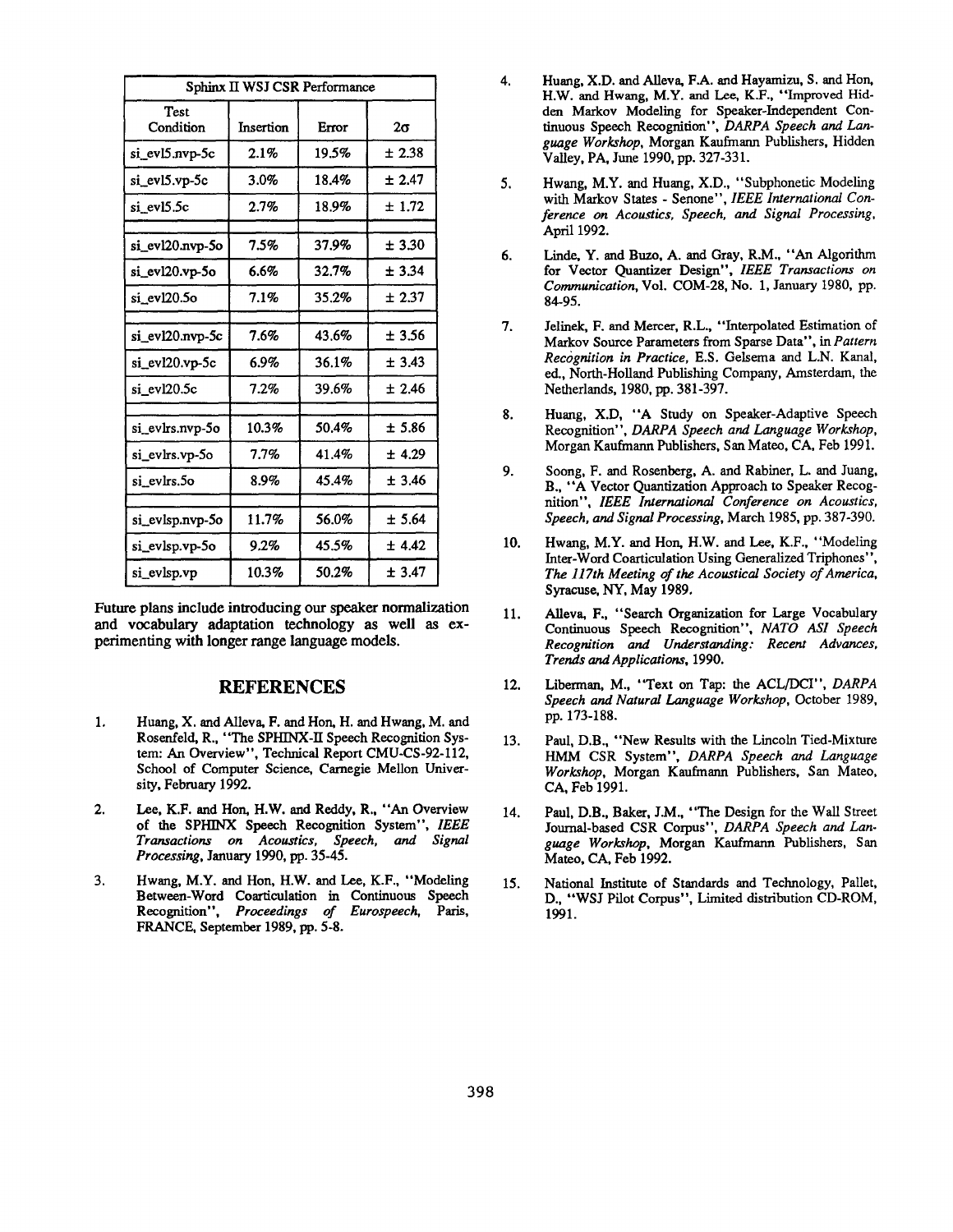| Sphinx II WSJ CSR Performance | | | |
|---|---|---|---|
| Test Condition | Insertion | Error | $2\sigma$ |
| si_evl5.nvp-5c | 2.1% | 19.5% | ± 2.38 |
| si_evl5.vp-5c | 3.0% | 18.4% | ± 2.47 |
| si_evl5.5c | 2.7% | 18.9% | ± 1.72 |
| si_evl20.nvp-5o | 7.5% | 37.9% | ± 3.30 |
| si_evl20.vp-5o | 6.6% | 32.7% | ± 3.34 |
| si_evl20.5o | 7.1% | 35.2% | ± 2.37 |
| si_evl20.nvp-5c | 7.6% | 43.6% | ± 3.56 |
| si_evl20.vp-5c | 6.9% | 36.1% | ± 3.43 |
| si_evl20.5c | 7.2% | 39.6% | ± 2.46 |
| si_evlrs.nvp-5o | 10.3% | 50.4% | ± 5.86 |
| si_evlrs.vp-5o | 7.7% | 41.4% | ± 4.29 |
| si_evlrs.5o | 8.9% | 45.4% | ± 3.46 |
| si_evlsp.nvp-5o | 11.7% | 56.0% | ± 5.64 |
| si_evlsp.vp-5o | 9.2% | 45.5% | ± 4.42 |
| si_evlsp.vp | 10.3% | 50.2% | ± 3.47 |

Future plans include introducing our speaker normalization and vocabulary adaptation technology as well as experimenting with longer range language models.

## REFERENCES

1. Huang, X. and Alleva, F. and Hon, H. and Hwang, M. and Rosenfeld, R., "The SPHINX-II Speech Recognition System: An Overview", Technical Report CMU-CS-92-112, School of Computer Science, Carnegie Mellon University, February 1992.
2. Lee, K.F. and Hon, H.W. and Reddy, R., "An Overview of the SPHINX Speech Recognition System", *IEEE Transactions on Acoustics, Speech, and Signal Processing*, January 1990, pp. 35-45.
3. Hwang, M.Y. and Hon, H.W. and Lee, K.F., "Modeling Between-Word Coarticulation in Continuous Speech Recognition", *Proceedings of Eurospeech*, Paris, FRANCE, September 1989, pp. 5-8.
4. Huang, X.D. and Alleva, F.A. and Hayamizu, S. and Hon, H.W. and Hwang, M.Y. and Lee, K.F., "Improved Hidden Markov Modeling for Speaker-Independent Continuous Speech Recognition", *DARPA Speech and Language Workshop*, Morgan Kaufmann Publishers, Hidden Valley, PA, June 1990, pp. 327-331.
5. Hwang, M.Y. and Huang, X.D., "Subphonetic Modeling with Markov States - Senone", *IEEE International Conference on Acoustics, Speech, and Signal Processing*, April 1992.
6. Linde, Y. and Buzo, A. and Gray, R.M., "An Algorithm for Vector Quantizer Design", *IEEE Transactions on Communication*, Vol. COM-28, No. 1, January 1980, pp. 84-95.
7. Jelinek, F. and Mercer, R.L., "Interpolated Estimation of Markov Source Parameters from Sparse Data", in *Pattern Recognition in Practice*, E.S. Gelsema and L.N. Kanal, ed., North-Holland Publishing Company, Amsterdam, the Netherlands, 1980, pp. 381-397.
8. Huang, X.D, "A Study on Speaker-Adaptive Speech Recognition", *DARPA Speech and Language Workshop*, Morgan Kaufmann Publishers, San Mateo, CA, Feb 1991.
9. Soong, F. and Rosenberg, A. and Rabiner, L. and Juang, B., "A Vector Quantization Approach to Speaker Recognition", *IEEE International Conference on Acoustics, Speech, and Signal Processing*, March 1985, pp. 387-390.
10. Hwang, M.Y. and Hon, H.W. and Lee, K.F., "Modeling Inter-Word Coarticulation Using Generalized Triphones", *The 117th Meeting of the Acoustical Society of America*, Syracuse, NY, May 1989.
11. Alleva, F., "Search Organization for Large Vocabulary Continuous Speech Recognition", *NATO ASI Speech Recognition and Understanding: Recent Advances, Trends and Applications*, 1990.
12. Liberman, M., "Text on Tap: the ACL/DCI", *DARPA Speech and Natural Language Workshop*, October 1989, pp. 173-188.
13. Paul, D.B., "New Results with the Lincoln Tied-Mixture HMM CSR System", *DARPA Speech and Language Workshop*, Morgan Kaufmann Publishers, San Mateo, CA, Feb 1991.
14. Paul, D.B., Baker, J.M., "The Design for the Wall Street Journal-based CSR Corpus", *DARPA Speech and Language Workshop*, Morgan Kaufmann Publishers, San Mateo, CA, Feb 1992.
15. National Institute of Standards and Technology, Pallet, D., "WSJ Pilot Corpus", Limited distribution CD-ROM, 1991.